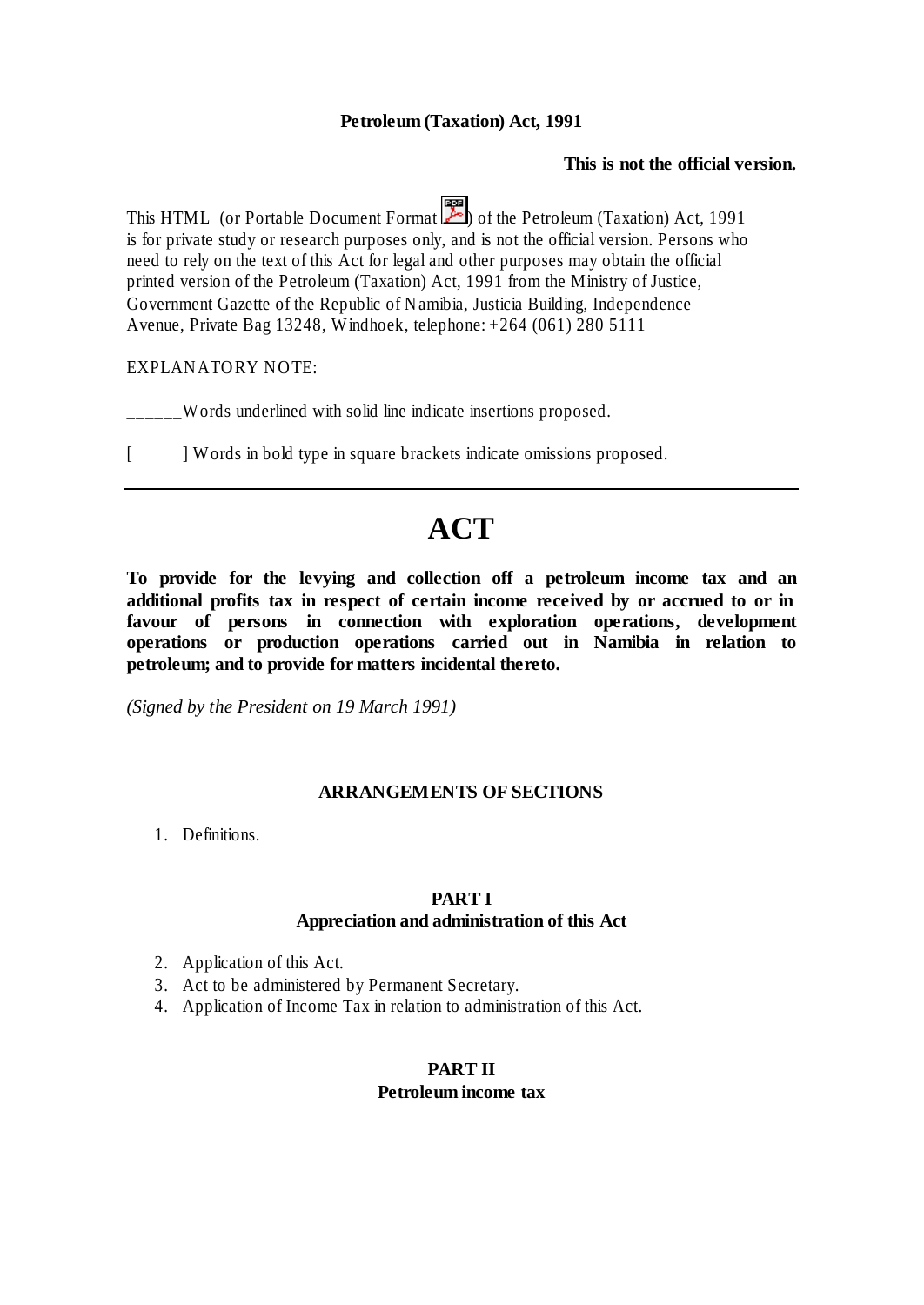**Petroleum (Taxation) Act, 1991**

**This is not the official version.**

This HTML (or Portable Document Format ) of the Petroleum (Taxation) Act, 1991 is for private study or research purposes only, and is not the official version. Persons who need to rely on the text of this Act for legal and other purposes may obtain the official printed version of the Petroleum (Taxation) Act, 1991 from the Ministry of Justice, Government Gazette of the Republic of Namibia, Justicia Building, Independence Avenue, Private Bag 13248, Windhoek, telephone: +264 (061) 280 5111

EXPLANATORY NOTE:

______Words underlined with solid line indicate insertions proposed.

[ ] Words in bold type in square brackets indicate omissions proposed.

---

# ACT

**To provide for the levying and collection off a petroleum income tax and an additional profits tax in respect of certain income received by or accrued to or in favour of persons in connection with exploration operations, development operations or production operations carried out in Namibia in relation to petroleum; and to provide for matters incidental thereto.**

*(Signed by the President on 19 March 1991)*

## ARRANGEMENTS OF SECTIONS

1. Definitions.

### PART I
### Appreciation and administration of this Act

2. Application of this Act.
3. Act to be administered by Permanent Secretary.
4. Application of Income Tax in relation to administration of this Act.

### PART II
### Petroleum income tax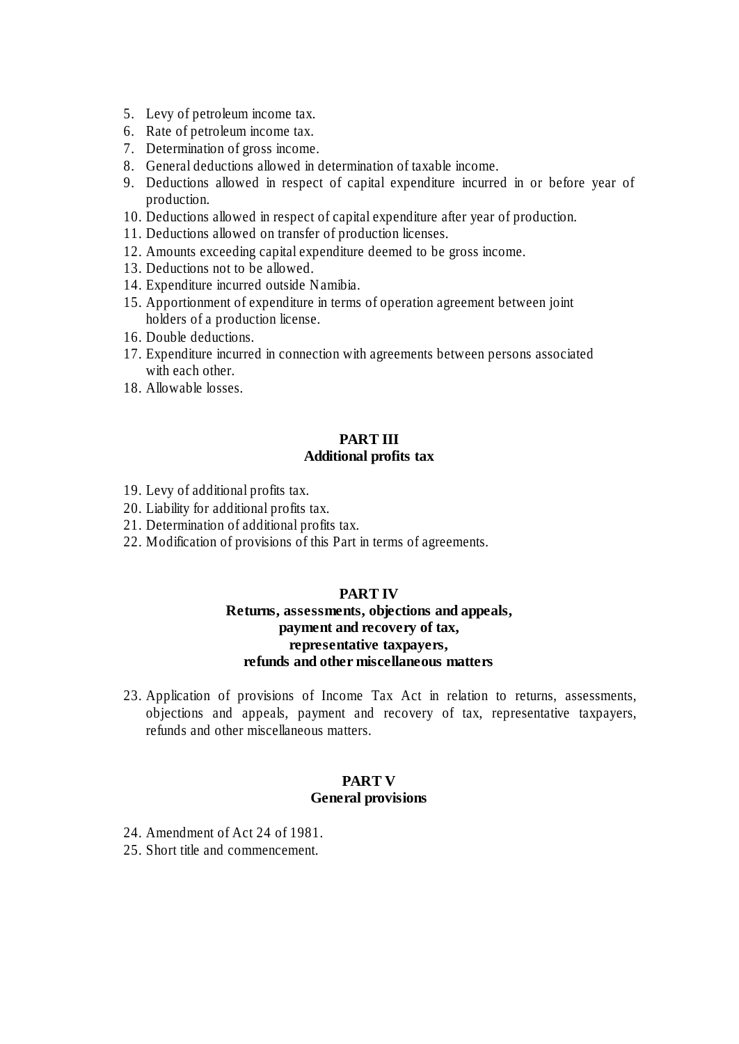5. Levy of petroleum income tax.
6. Rate of petroleum income tax.
7. Determination of gross income.
8. General deductions allowed in determination of taxable income.
9. Deductions allowed in respect of capital expenditure incurred in or before year of production.
10. Deductions allowed in respect of capital expenditure after year of production.
11. Deductions allowed on transfer of production licenses.
12. Amounts exceeding capital expenditure deemed to be gross income.
13. Deductions not to be allowed.
14. Expenditure incurred outside Namibia.
15. Apportionment of expenditure in terms of operation agreement between joint holders of a production license.
16. Double deductions.
17. Expenditure incurred in connection with agreements between persons associated with each other.
18. Allowable losses.

**PART III**
**Additional profits tax**

19. Levy of additional profits tax.
20. Liability for additional profits tax.
21. Determination of additional profits tax.
22. Modification of provisions of this Part in terms of agreements.

**PART IV**
**Returns, assessments, objections and appeals, payment and recovery of tax, representative taxpayers, refunds and other miscellaneous matters**

23. Application of provisions of Income Tax Act in relation to returns, assessments, objections and appeals, payment and recovery of tax, representative taxpayers, refunds and other miscellaneous matters.

**PART V**
**General provisions**

24. Amendment of Act 24 of 1981.
25. Short title and commencement.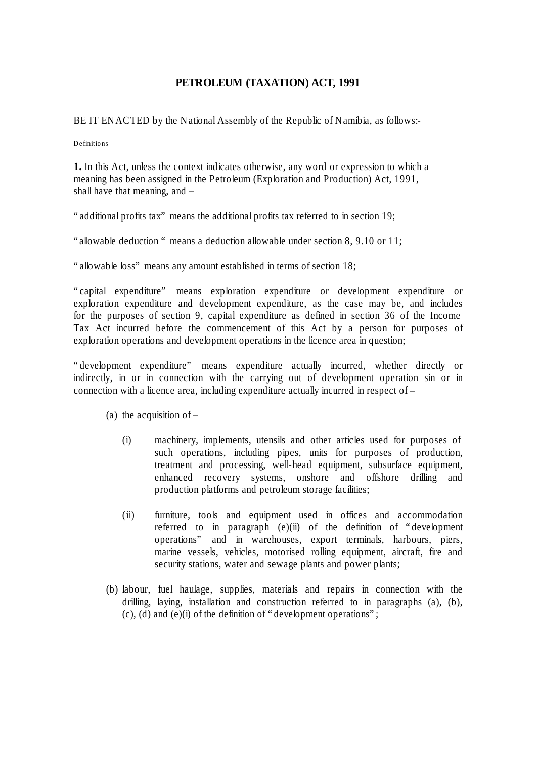# PETROLEUM (TAXATION) ACT, 1991

BE IT ENACTED by the National Assembly of the Republic of Namibia, as follows:-

Definitions

**1.** In this Act, unless the context indicates otherwise, any word or expression to which a meaning has been assigned in the Petroleum (Exploration and Production) Act, 1991, shall have that meaning, and –

" additional profits tax" means the additional profits tax referred to in section 19;

" allowable deduction " means a deduction allowable under section 8, 9.10 or 11;

" allowable loss" means any amount established in terms of section 18;

" capital expenditure" means exploration expenditure or development expenditure or exploration expenditure and development expenditure, as the case may be, and includes for the purposes of section 9, capital expenditure as defined in section 36 of the Income Tax Act incurred before the commencement of this Act by a person for purposes of exploration operations and development operations in the licence area in question;

" development expenditure" means expenditure actually incurred, whether directly or indirectly, in or in connection with the carrying out of development operation sin or in connection with a licence area, including expenditure actually incurred in respect of –

(a) the acquisition of –

(i) machinery, implements, utensils and other articles used for purposes of such operations, including pipes, units for purposes of production, treatment and processing, well-head equipment, subsurface equipment, enhanced recovery systems, onshore and offshore drilling and production platforms and petroleum storage facilities;

(ii) furniture, tools and equipment used in offices and accommodation referred to in paragraph (e)(ii) of the definition of " development operations" and in warehouses, export terminals, harbours, piers, marine vessels, vehicles, motorised rolling equipment, aircraft, fire and security stations, water and sewage plants and power plants;

(b) labour, fuel haulage, supplies, materials and repairs in connection with the drilling, laying, installation and construction referred to in paragraphs (a), (b), (c), (d) and (e)(i) of the definition of " development operations" ;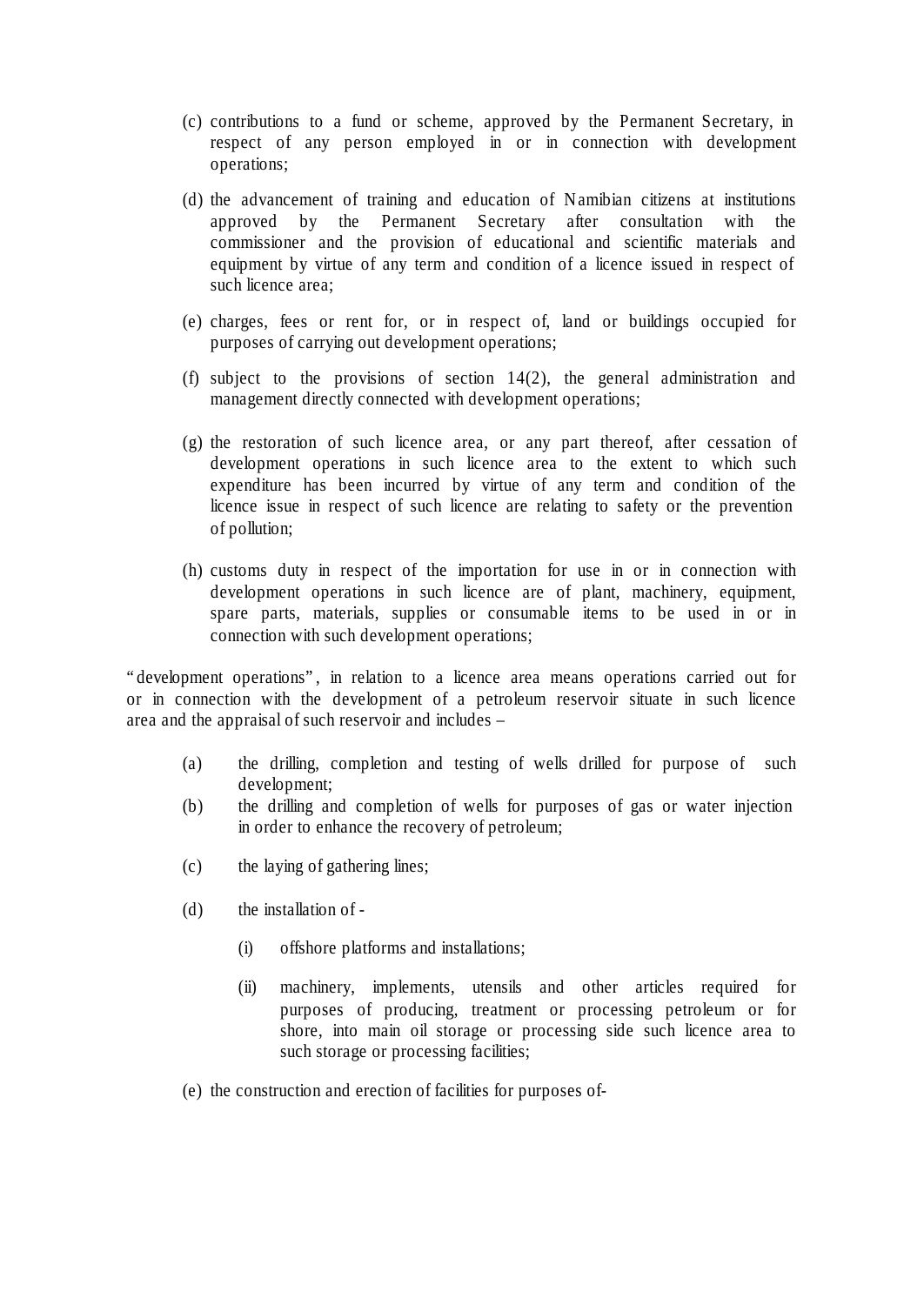(c) contributions to a fund or scheme, approved by the Permanent Secretary, in respect of any person employed in or in connection with development operations;

(d) the advancement of training and education of Namibian citizens at institutions approved by the Permanent Secretary after consultation with the commissioner and the provision of educational and scientific materials and equipment by virtue of any term and condition of a licence issued in respect of such licence area;

(e) charges, fees or rent for, or in respect of, land or buildings occupied for purposes of carrying out development operations;

(f) subject to the provisions of section 14(2), the general administration and management directly connected with development operations;

(g) the restoration of such licence area, or any part thereof, after cessation of development operations in such licence area to the extent to which such expenditure has been incurred by virtue of any term and condition of the licence issue in respect of such licence are relating to safety or the prevention of pollution;

(h) customs duty in respect of the importation for use in or in connection with development operations in such licence are of plant, machinery, equipment, spare parts, materials, supplies or consumable items to be used in or in connection with such development operations;

"development operations", in relation to a licence area means operations carried out for or in connection with the development of a petroleum reservoir situate in such licence area and the appraisal of such reservoir and includes –

(a) the drilling, completion and testing of wells drilled for purpose of such development;

(b) the drilling and completion of wells for purposes of gas or water injection in order to enhance the recovery of petroleum;

(c) the laying of gathering lines;

(d) the installation of -

(i) offshore platforms and installations;

(ii) machinery, implements, utensils and other articles required for purposes of producing, treatment or processing petroleum or for shore, into main oil storage or processing side such licence area to such storage or processing facilities;

(e) the construction and erection of facilities for purposes of-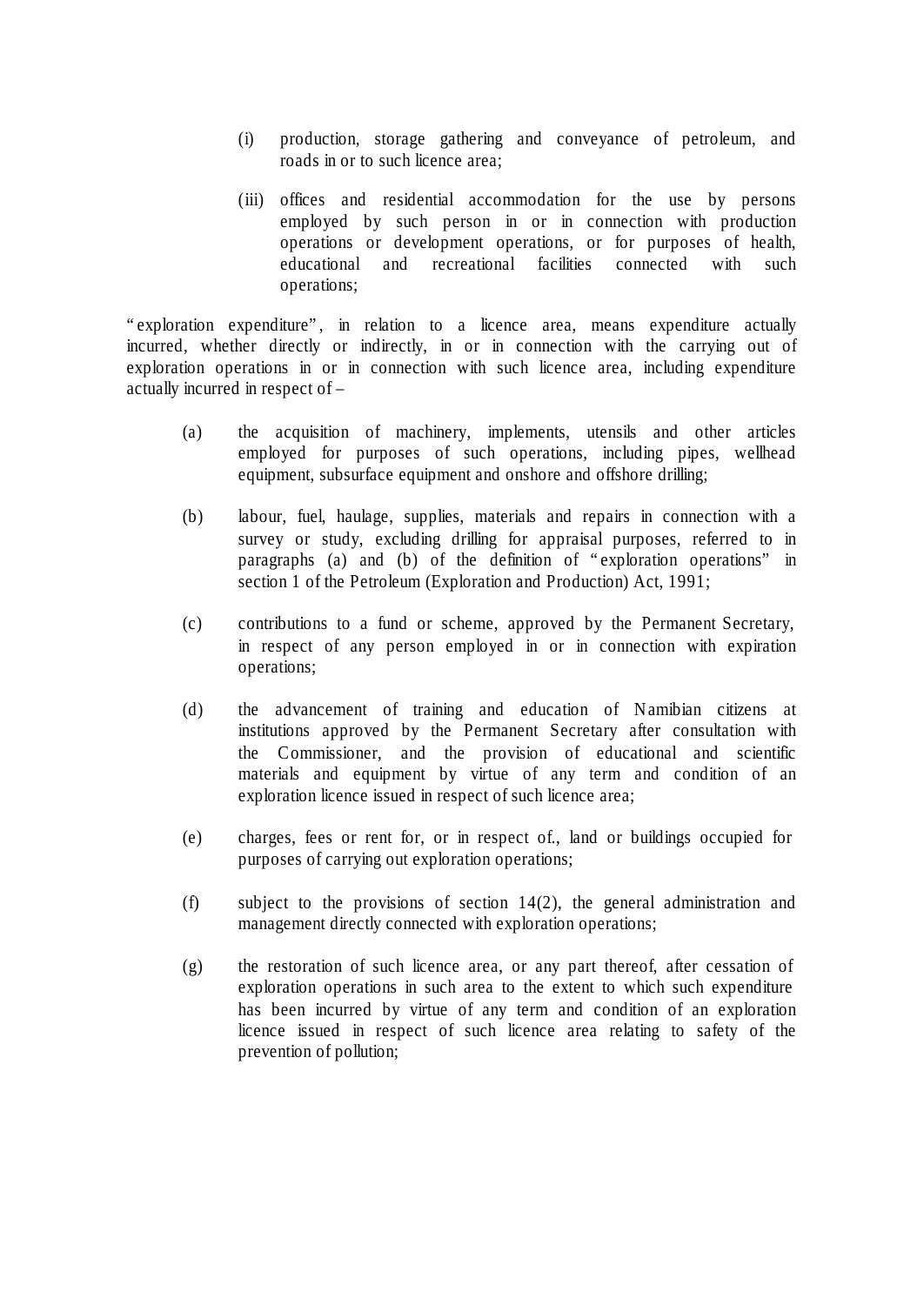(i) production, storage gathering and conveyance of petroleum, and roads in or to such licence area;

(iii) offices and residential accommodation for the use by persons employed by such person in or in connection with production operations or development operations, or for purposes of health, educational and recreational facilities connected with such operations;

"exploration expenditure", in relation to a licence area, means expenditure actually incurred, whether directly or indirectly, in or in connection with the carrying out of exploration operations in or in connection with such licence area, including expenditure actually incurred in respect of –

(a) the acquisition of machinery, implements, utensils and other articles employed for purposes of such operations, including pipes, wellhead equipment, subsurface equipment and onshore and offshore drilling;

(b) labour, fuel, haulage, supplies, materials and repairs in connection with a survey or study, excluding drilling for appraisal purposes, referred to in paragraphs (a) and (b) of the definition of "exploration operations" in section 1 of the Petroleum (Exploration and Production) Act, 1991;

(c) contributions to a fund or scheme, approved by the Permanent Secretary, in respect of any person employed in or in connection with expiration operations;

(d) the advancement of training and education of Namibian citizens at institutions approved by the Permanent Secretary after consultation with the Commissioner, and the provision of educational and scientific materials and equipment by virtue of any term and condition of an exploration licence issued in respect of such licence area;

(e) charges, fees or rent for, or in respect of., land or buildings occupied for purposes of carrying out exploration operations;

(f) subject to the provisions of section 14(2), the general administration and management directly connected with exploration operations;

(g) the restoration of such licence area, or any part thereof, after cessation of exploration operations in such area to the extent to which such expenditure has been incurred by virtue of any term and condition of an exploration licence issued in respect of such licence area relating to safety of the prevention of pollution;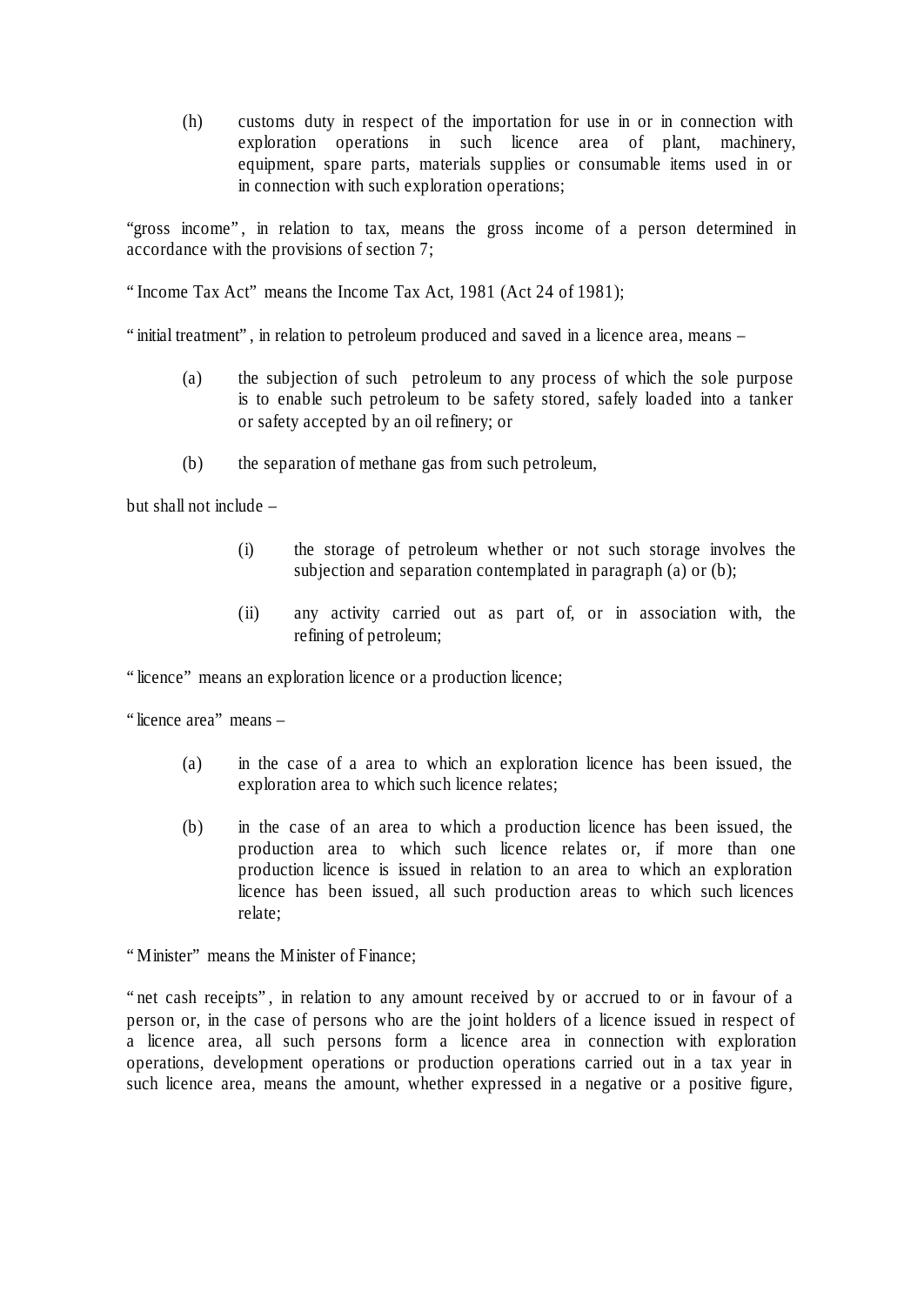(h) customs duty in respect of the importation for use in or in connection with exploration operations in such licence area of plant, machinery, equipment, spare parts, materials supplies or consumable items used in or in connection with such exploration operations;

"gross income", in relation to tax, means the gross income of a person determined in accordance with the provisions of section 7;

" Income Tax Act" means the Income Tax Act, 1981 (Act 24 of 1981);

" initial treatment", in relation to petroleum produced and saved in a licence area, means –

(a) the subjection of such petroleum to any process of which the sole purpose is to enable such petroleum to be safety stored, safely loaded into a tanker or safety accepted by an oil refinery; or

(b) the separation of methane gas from such petroleum,

but shall not include –

(i) the storage of petroleum whether or not such storage involves the subjection and separation contemplated in paragraph (a) or (b);

(ii) any activity carried out as part of, or in association with, the refining of petroleum;

" licence" means an exploration licence or a production licence;

" licence area" means –

(a) in the case of a area to which an exploration licence has been issued, the exploration area to which such licence relates;

(b) in the case of an area to which a production licence has been issued, the production area to which such licence relates or, if more than one production licence is issued in relation to an area to which an exploration licence has been issued, all such production areas to which such licences relate;

" Minister" means the Minister of Finance;

" net cash receipts", in relation to any amount received by or accrued to or in favour of a person or, in the case of persons who are the joint holders of a licence issued in respect of a licence area, all such persons form a licence area in connection with exploration operations, development operations or production operations carried out in a tax year in such licence area, means the amount, whether expressed in a negative or a positive figure,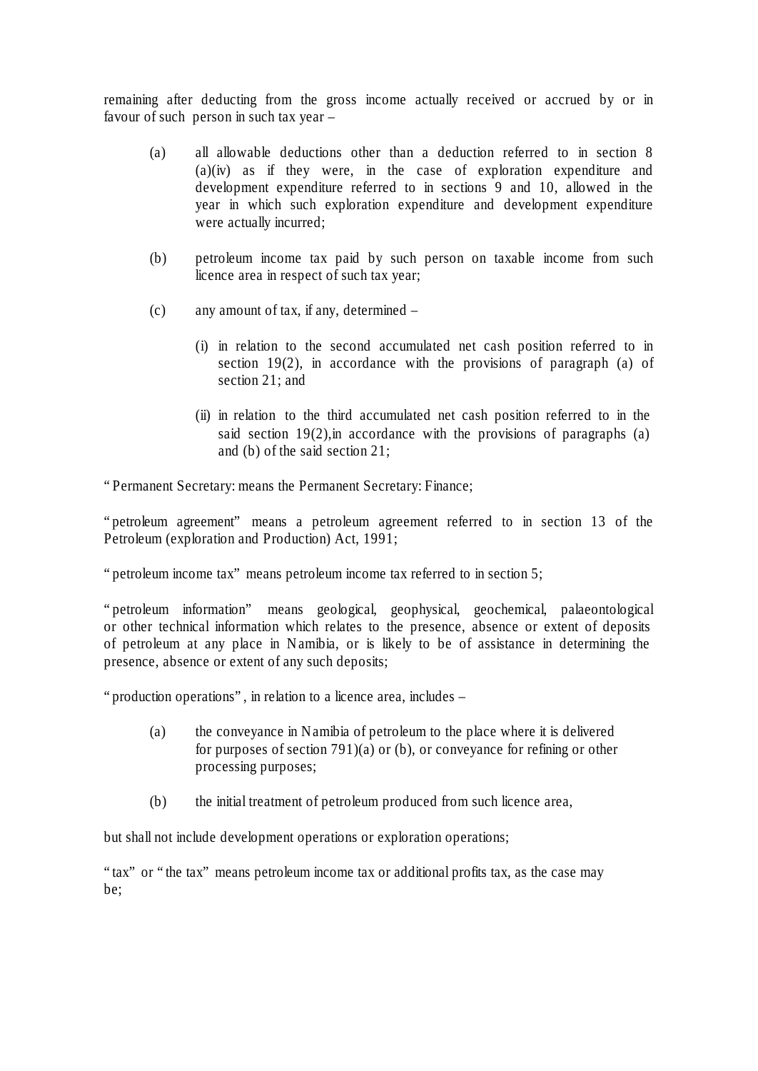remaining after deducting from the gross income actually received or accrued by or in favour of such person in such tax year –

(a) all allowable deductions other than a deduction referred to in section 8 (a)(iv) as if they were, in the case of exploration expenditure and development expenditure referred to in sections 9 and 10, allowed in the year in which such exploration expenditure and development expenditure were actually incurred;

(b) petroleum income tax paid by such person on taxable income from such licence area in respect of such tax year;

(c) any amount of tax, if any, determined –

(i) in relation to the second accumulated net cash position referred to in section 19(2), in accordance with the provisions of paragraph (a) of section 21; and

(ii) in relation to the third accumulated net cash position referred to in the said section 19(2),in accordance with the provisions of paragraphs (a) and (b) of the said section 21;

" Permanent Secretary: means the Permanent Secretary: Finance;

" petroleum agreement" means a petroleum agreement referred to in section 13 of the Petroleum (exploration and Production) Act, 1991;

" petroleum income tax" means petroleum income tax referred to in section 5;

" petroleum information" means geological, geophysical, geochemical, palaeontological or other technical information which relates to the presence, absence or extent of deposits of petroleum at any place in Namibia, or is likely to be of assistance in determining the presence, absence or extent of any such deposits;

" production operations", in relation to a licence area, includes –

(a) the conveyance in Namibia of petroleum to the place where it is delivered for purposes of section 791)(a) or (b), or conveyance for refining or other processing purposes;

(b) the initial treatment of petroleum produced from such licence area,

but shall not include development operations or exploration operations;

" tax" or " the tax" means petroleum income tax or additional profits tax, as the case may be;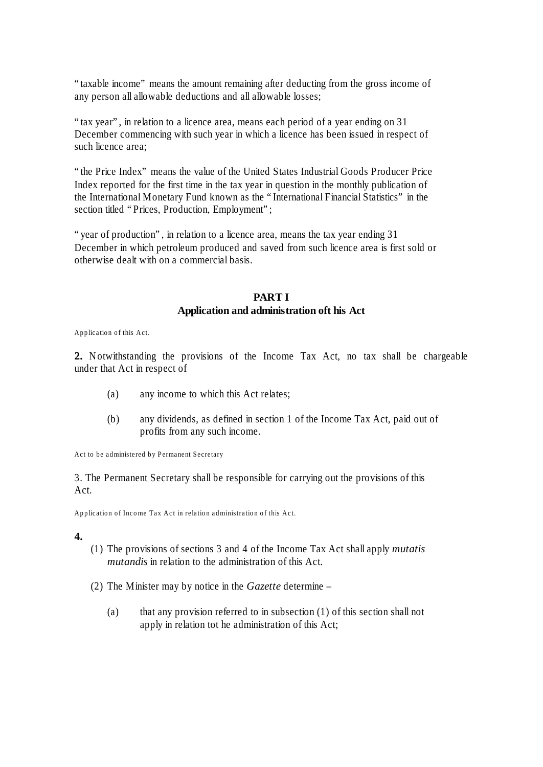" taxable income" means the amount remaining after deducting from the gross income of any person all allowable deductions and all allowable losses;

" tax year", in relation to a licence area, means each period of a year ending on 31 December commencing with such year in which a licence has been issued in respect of such licence area;

" the Price Index" means the value of the United States Industrial Goods Producer Price Index reported for the first time in the tax year in question in the monthly publication of the International Monetary Fund known as the " International Financial Statistics" in the section titled " Prices, Production, Employment";

" year of production", in relation to a licence area, means the tax year ending 31 December in which petroleum produced and saved from such licence area is first sold or otherwise dealt with on a commercial basis.

## PART I
## Application and administration oft his Act

Application of this Act.

**2.** Notwithstanding the provisions of the Income Tax Act, no tax shall be chargeable under that Act in respect of

(a) any income to which this Act relates;

(b) any dividends, as defined in section 1 of the Income Tax Act, paid out of profits from any such income.

Act to be administered by Permanent Secretary

3. The Permanent Secretary shall be responsible for carrying out the provisions of this Act.

Application of Income Tax Act in relation administration of this Act.

**4.**

(1) The provisions of sections 3 and 4 of the Income Tax Act shall apply *mutatis mutandis* in relation to the administration of this Act.

(2) The Minister may by notice in the *Gazette* determine –

(a) that any provision referred to in subsection (1) of this section shall not apply in relation tot he administration of this Act;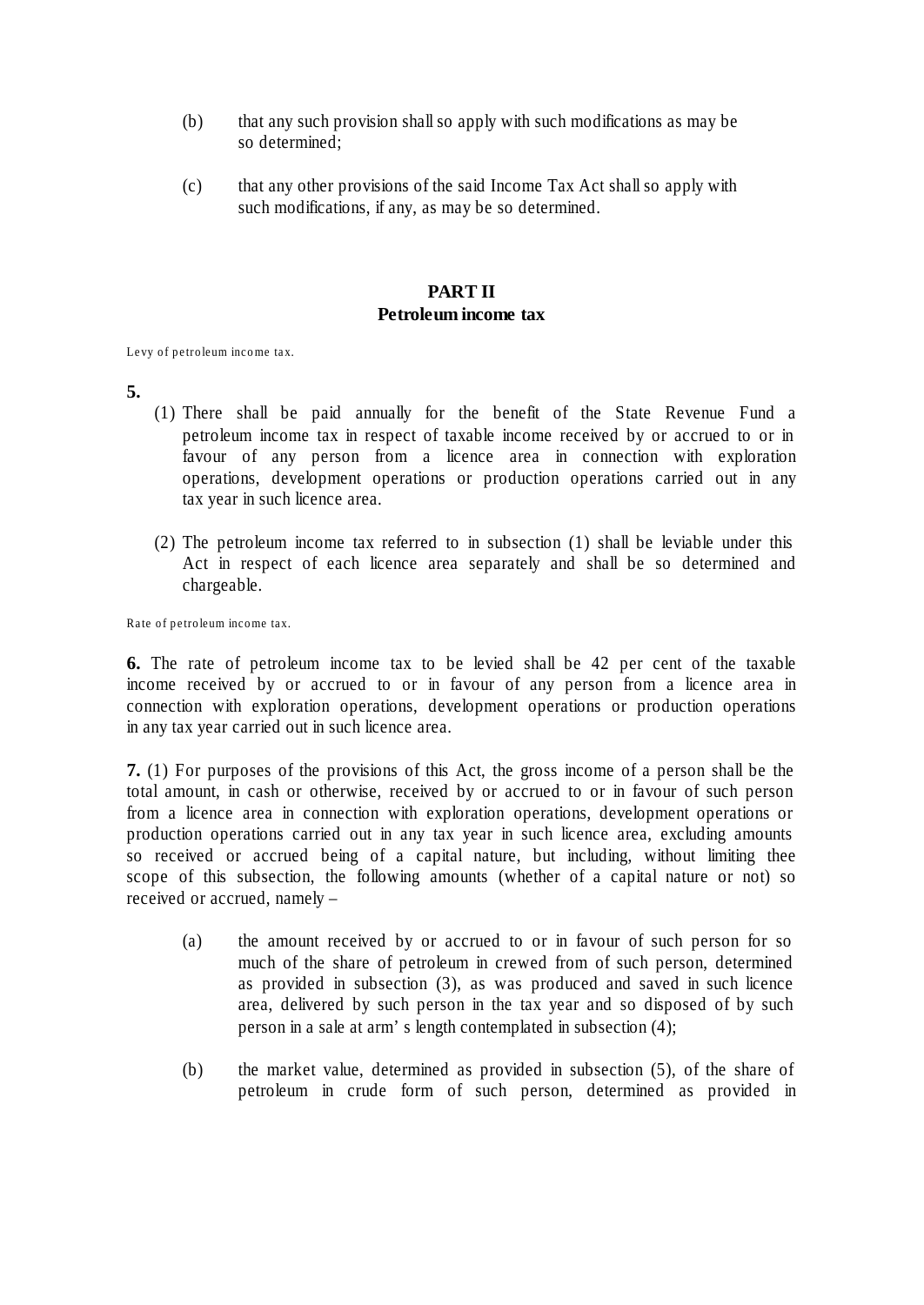(b) that any such provision shall so apply with such modifications as may be so determined;

(c) that any other provisions of the said Income Tax Act shall so apply with such modifications, if any, as may be so determined.

## PART II
## Petroleum income tax

Levy of petroleum income tax.

**5.**

(1) There shall be paid annually for the benefit of the State Revenue Fund a petroleum income tax in respect of taxable income received by or accrued to or in favour of any person from a licence area in connection with exploration operations, development operations or production operations carried out in any tax year in such licence area.

(2) The petroleum income tax referred to in subsection (1) shall be leviable under this Act in respect of each licence area separately and shall be so determined and chargeable.

Rate of petroleum income tax.

**6.** The rate of petroleum income tax to be levied shall be 42 per cent of the taxable income received by or accrued to or in favour of any person from a licence area in connection with exploration operations, development operations or production operations in any tax year carried out in such licence area.

**7.** (1) For purposes of the provisions of this Act, the gross income of a person shall be the total amount, in cash or otherwise, received by or accrued to or in favour of such person from a licence area in connection with exploration operations, development operations or production operations carried out in any tax year in such licence area, excluding amounts so received or accrued being of a capital nature, but including, without limiting thee scope of this subsection, the following amounts (whether of a capital nature or not) so received or accrued, namely –

(a) the amount received by or accrued to or in favour of such person for so much of the share of petroleum in crewed from of such person, determined as provided in subsection (3), as was produced and saved in such licence area, delivered by such person in the tax year and so disposed of by such person in a sale at arm' s length contemplated in subsection (4);

(b) the market value, determined as provided in subsection (5), of the share of petroleum in crude form of such person, determined as provided in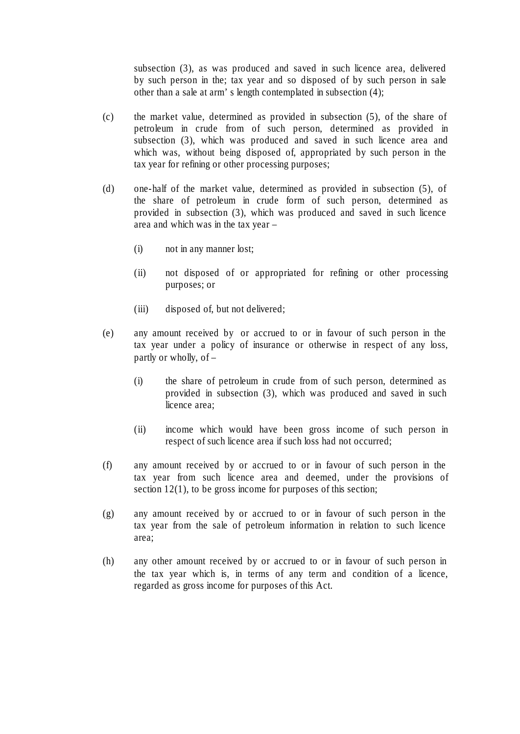subsection (3), as was produced and saved in such licence area, delivered by such person in the; tax year and so disposed of by such person in sale other than a sale at arm' s length contemplated in subsection (4);

(c) the market value, determined as provided in subsection (5), of the share of petroleum in crude from of such person, determined as provided in subsection (3), which was produced and saved in such licence area and which was, without being disposed of, appropriated by such person in the tax year for refining or other processing purposes;

(d) one-half of the market value, determined as provided in subsection (5), of the share of petroleum in crude form of such person, determined as provided in subsection (3), which was produced and saved in such licence area and which was in the tax year –

(i) not in any manner lost;

(ii) not disposed of or appropriated for refining or other processing purposes; or

(iii) disposed of, but not delivered;

(e) any amount received by or accrued to or in favour of such person in the tax year under a policy of insurance or otherwise in respect of any loss, partly or wholly, of –

(i) the share of petroleum in crude from of such person, determined as provided in subsection (3), which was produced and saved in such licence area;

(ii) income which would have been gross income of such person in respect of such licence area if such loss had not occurred;

(f) any amount received by or accrued to or in favour of such person in the tax year from such licence area and deemed, under the provisions of section 12(1), to be gross income for purposes of this section;

(g) any amount received by or accrued to or in favour of such person in the tax year from the sale of petroleum information in relation to such licence area;

(h) any other amount received by or accrued to or in favour of such person in the tax year which is, in terms of any term and condition of a licence, regarded as gross income for purposes of this Act.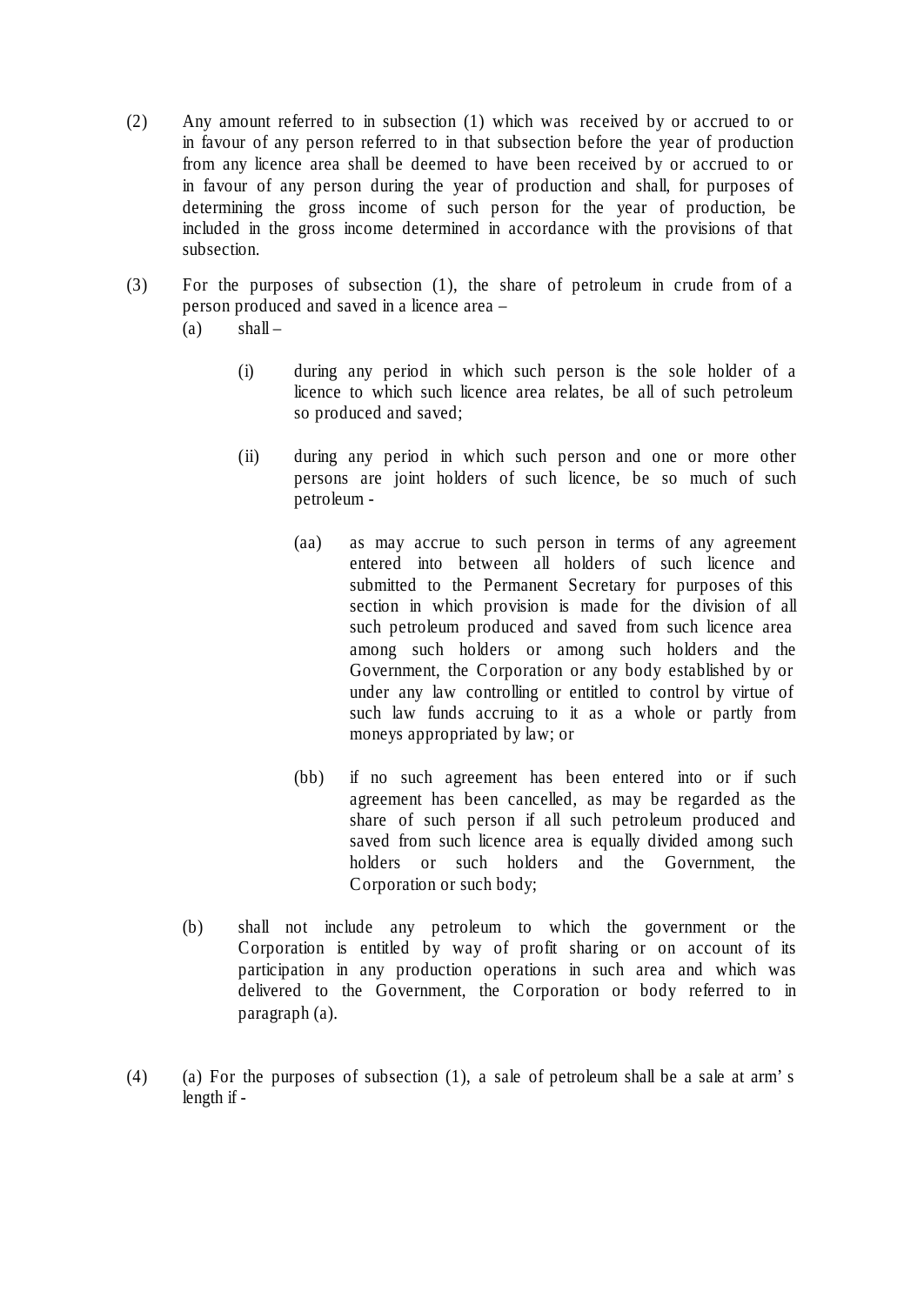(2) Any amount referred to in subsection (1) which was received by or accrued to or in favour of any person referred to in that subsection before the year of production from any licence area shall be deemed to have been received by or accrued to or in favour of any person during the year of production and shall, for purposes of determining the gross income of such person for the year of production, be included in the gross income determined in accordance with the provisions of that subsection.

(3) For the purposes of subsection (1), the share of petroleum in crude from of a person produced and saved in a licence area –

  (a) shall –

    (i) during any period in which such person is the sole holder of a licence to which such licence area relates, be all of such petroleum so produced and saved;

    (ii) during any period in which such person and one or more other persons are joint holders of such licence, be so much of such petroleum -

      (aa) as may accrue to such person in terms of any agreement entered into between all holders of such licence and submitted to the Permanent Secretary for purposes of this section in which provision is made for the division of all such petroleum produced and saved from such licence area among such holders or among such holders and the Government, the Corporation or any body established by or under any law controlling or entitled to control by virtue of such law funds accruing to it as a whole or partly from moneys appropriated by law; or

      (bb) if no such agreement has been entered into or if such agreement has been cancelled, as may be regarded as the share of such person if all such petroleum produced and saved from such licence area is equally divided among such holders or such holders and the Government, the Corporation or such body;

  (b) shall not include any petroleum to which the government or the Corporation is entitled by way of profit sharing or on account of its participation in any production operations in such area and which was delivered to the Government, the Corporation or body referred to in paragraph (a).

(4) (a) For the purposes of subsection (1), a sale of petroleum shall be a sale at arm' s length if -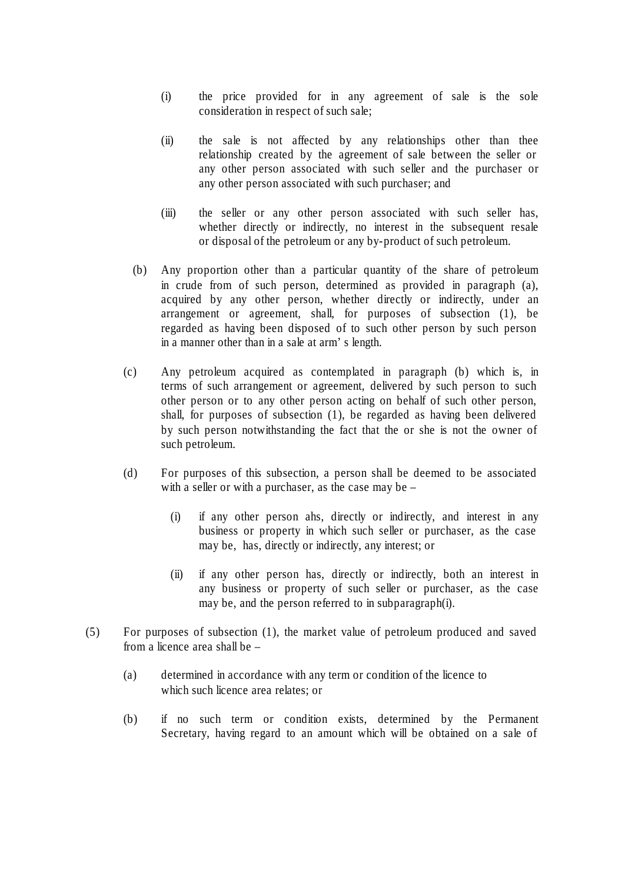(i) the price provided for in any agreement of sale is the sole consideration in respect of such sale;

(ii) the sale is not affected by any relationships other than thee relationship created by the agreement of sale between the seller or any other person associated with such seller and the purchaser or any other person associated with such purchaser; and

(iii) the seller or any other person associated with such seller has, whether directly or indirectly, no interest in the subsequent resale or disposal of the petroleum or any by-product of such petroleum.

(b) Any proportion other than a particular quantity of the share of petroleum in crude from of such person, determined as provided in paragraph (a), acquired by any other person, whether directly or indirectly, under an arrangement or agreement, shall, for purposes of subsection (1), be regarded as having been disposed of to such other person by such person in a manner other than in a sale at arm' s length.

(c) Any petroleum acquired as contemplated in paragraph (b) which is, in terms of such arrangement or agreement, delivered by such person to such other person or to any other person acting on behalf of such other person, shall, for purposes of subsection (1), be regarded as having been delivered by such person notwithstanding the fact that the or she is not the owner of such petroleum.

(d) For purposes of this subsection, a person shall be deemed to be associated with a seller or with a purchaser, as the case may be –

(i) if any other person ahs, directly or indirectly, and interest in any business or property in which such seller or purchaser, as the case may be, has, directly or indirectly, any interest; or

(ii) if any other person has, directly or indirectly, both an interest in any business or property of such seller or purchaser, as the case may be, and the person referred to in subparagraph(i).

(5) For purposes of subsection (1), the market value of petroleum produced and saved from a licence area shall be –

(a) determined in accordance with any term or condition of the licence to which such licence area relates; or

(b) if no such term or condition exists, determined by the Permanent Secretary, having regard to an amount which will be obtained on a sale of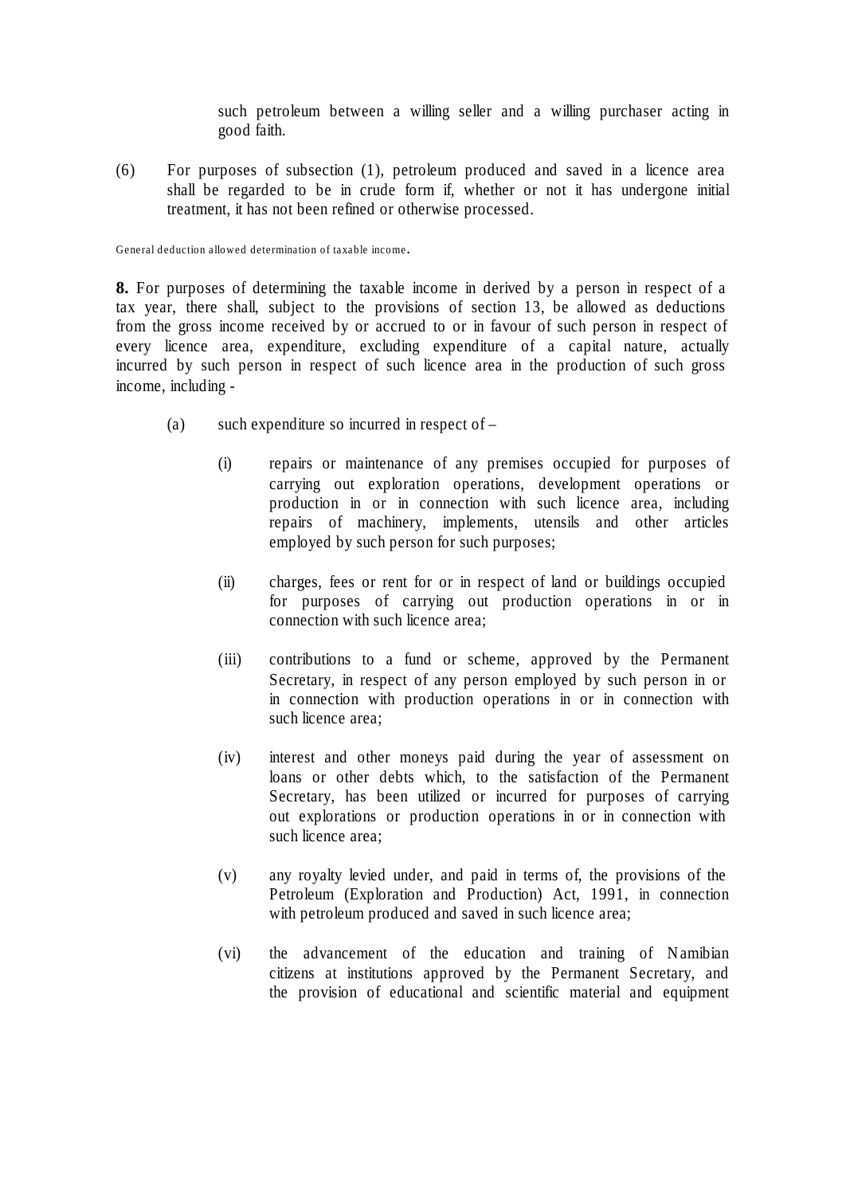such petroleum between a willing seller and a willing purchaser acting in good faith.

(6) For purposes of subsection (1), petroleum produced and saved in a licence area shall be regarded to be in crude form if, whether or not it has undergone initial treatment, it has not been refined or otherwise processed.

General deduction allowed determination of taxable income.

**8.** For purposes of determining the taxable income in derived by a person in respect of a tax year, there shall, subject to the provisions of section 13, be allowed as deductions from the gross income received by or accrued to or in favour of such person in respect of every licence area, expenditure, excluding expenditure of a capital nature, actually incurred by such person in respect of such licence area in the production of such gross income, including -

(a) such expenditure so incurred in respect of –

(i) repairs or maintenance of any premises occupied for purposes of carrying out exploration operations, development operations or production in or in connection with such licence area, including repairs of machinery, implements, utensils and other articles employed by such person for such purposes;

(ii) charges, fees or rent for or in respect of land or buildings occupied for purposes of carrying out production operations in or in connection with such licence area;

(iii) contributions to a fund or scheme, approved by the Permanent Secretary, in respect of any person employed by such person in or in connection with production operations in or in connection with such licence area;

(iv) interest and other moneys paid during the year of assessment on loans or other debts which, to the satisfaction of the Permanent Secretary, has been utilized or incurred for purposes of carrying out explorations or production operations in or in connection with such licence area;

(v) any royalty levied under, and paid in terms of, the provisions of the Petroleum (Exploration and Production) Act, 1991, in connection with petroleum produced and saved in such licence area;

(vi) the advancement of the education and training of Namibian citizens at institutions approved by the Permanent Secretary, and the provision of educational and scientific material and equipment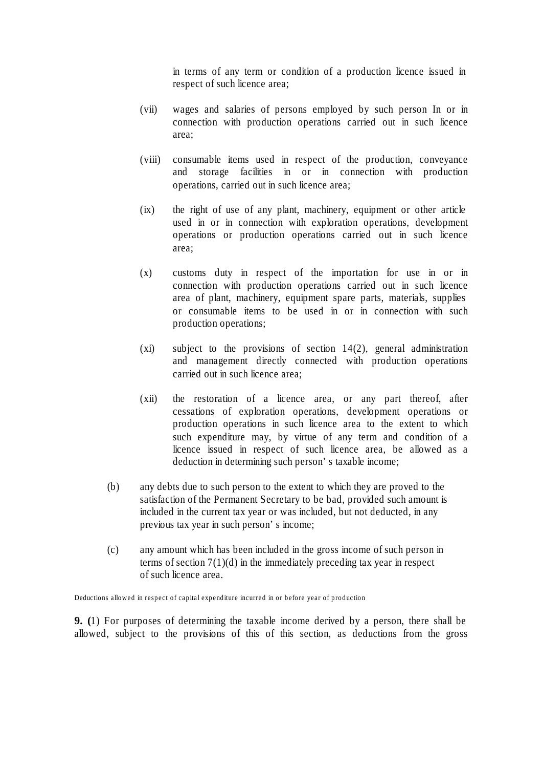in terms of any term or condition of a production licence issued in respect of such licence area;

(vii) wages and salaries of persons employed by such person In or in connection with production operations carried out in such licence area;

(viii) consumable items used in respect of the production, conveyance and storage facilities in or in connection with production operations, carried out in such licence area;

(ix) the right of use of any plant, machinery, equipment or other article used in or in connection with exploration operations, development operations or production operations carried out in such licence area;

(x) customs duty in respect of the importation for use in or in connection with production operations carried out in such licence area of plant, machinery, equipment spare parts, materials, supplies or consumable items to be used in or in connection with such production operations;

(xi) subject to the provisions of section 14(2), general administration and management directly connected with production operations carried out in such licence area;

(xii) the restoration of a licence area, or any part thereof, after cessations of exploration operations, development operations or production operations in such licence area to the extent to which such expenditure may, by virtue of any term and condition of a licence issued in respect of such licence area, be allowed as a deduction in determining such person' s taxable income;

(b) any debts due to such person to the extent to which they are proved to the satisfaction of the Permanent Secretary to be bad, provided such amount is included in the current tax year or was included, but not deducted, in any previous tax year in such person' s income;

(c) any amount which has been included in the gross income of such person in terms of section 7(1)(d) in the immediately preceding tax year in respect of such licence area.

Deductions allowed in respect of capital expenditure incurred in or before year of production

**9. (**1) For purposes of determining the taxable income derived by a person, there shall be allowed, subject to the provisions of this of this section, as deductions from the gross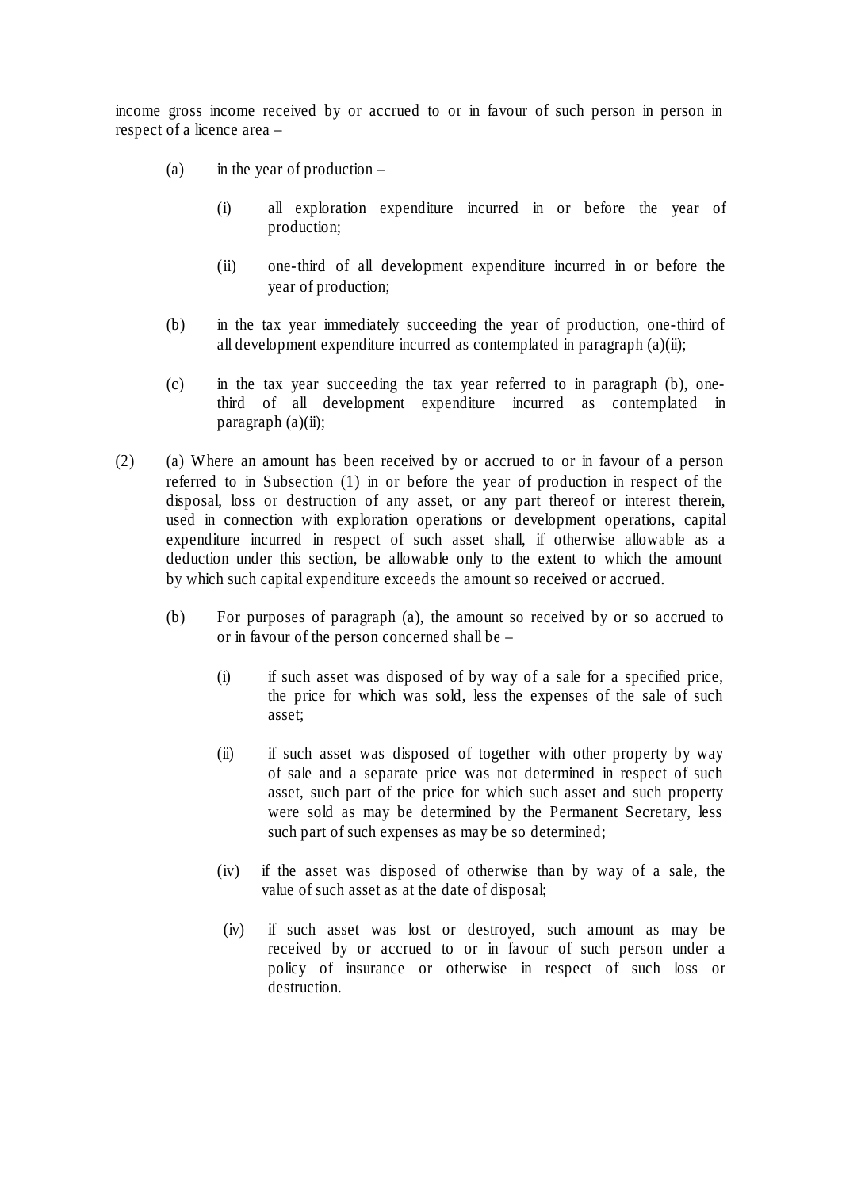income gross income received by or accrued to or in favour of such person in person in respect of a licence area –

(a) in the year of production –

   (i) all exploration expenditure incurred in or before the year of production;

   (ii) one-third of all development expenditure incurred in or before the year of production;

(b) in the tax year immediately succeeding the year of production, one-third of all development expenditure incurred as contemplated in paragraph (a)(ii);

(c) in the tax year succeeding the tax year referred to in paragraph (b), one-third of all development expenditure incurred as contemplated in paragraph (a)(ii);

(2) (a) Where an amount has been received by or accrued to or in favour of a person referred to in Subsection (1) in or before the year of production in respect of the disposal, loss or destruction of any asset, or any part thereof or interest therein, used in connection with exploration operations or development operations, capital expenditure incurred in respect of such asset shall, if otherwise allowable as a deduction under this section, be allowable only to the extent to which the amount by which such capital expenditure exceeds the amount so received or accrued.

(b) For purposes of paragraph (a), the amount so received by or so accrued to or in favour of the person concerned shall be –

   (i) if such asset was disposed of by way of a sale for a specified price, the price for which was sold, less the expenses of the sale of such asset;

   (ii) if such asset was disposed of together with other property by way of sale and a separate price was not determined in respect of such asset, such part of the price for which such asset and such property were sold as may be determined by the Permanent Secretary, less such part of such expenses as may be so determined;

   (iv) if the asset was disposed of otherwise than by way of a sale, the value of such asset as at the date of disposal;

   (iv) if such asset was lost or destroyed, such amount as may be received by or accrued to or in favour of such person under a policy of insurance or otherwise in respect of such loss or destruction.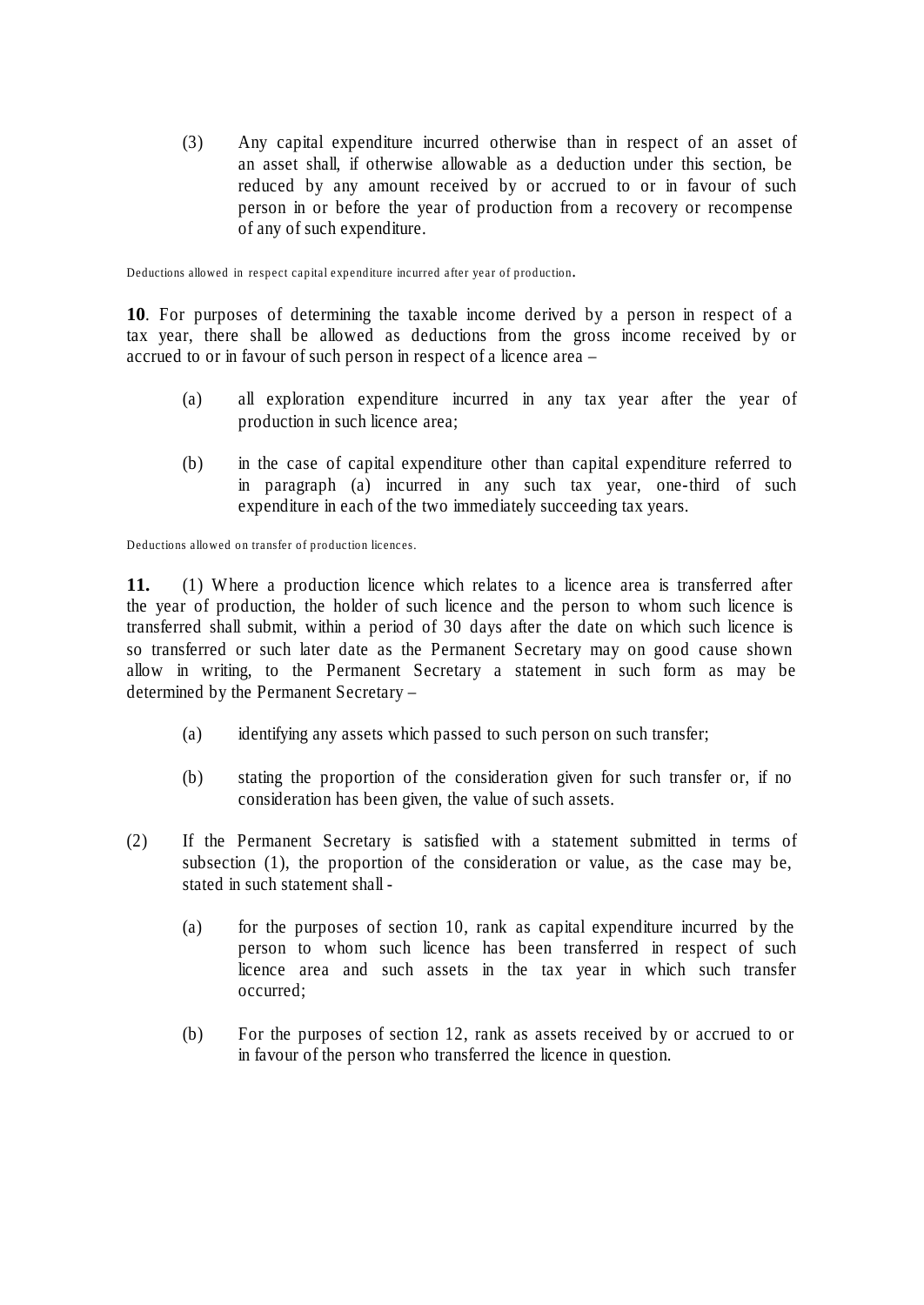(3) Any capital expenditure incurred otherwise than in respect of an asset of an asset shall, if otherwise allowable as a deduction under this section, be reduced by any amount received by or accrued to or in favour of such person in or before the year of production from a recovery or recompense of any of such expenditure.

Deductions allowed in respect capital expenditure incurred after year of production.

**10**. For purposes of determining the taxable income derived by a person in respect of a tax year, there shall be allowed as deductions from the gross income received by or accrued to or in favour of such person in respect of a licence area –

(a) all exploration expenditure incurred in any tax year after the year of production in such licence area;

(b) in the case of capital expenditure other than capital expenditure referred to in paragraph (a) incurred in any such tax year, one-third of such expenditure in each of the two immediately succeeding tax years.

Deductions allowed on transfer of production licences.

**11.** (1) Where a production licence which relates to a licence area is transferred after the year of production, the holder of such licence and the person to whom such licence is transferred shall submit, within a period of 30 days after the date on which such licence is so transferred or such later date as the Permanent Secretary may on good cause shown allow in writing, to the Permanent Secretary a statement in such form as may be determined by the Permanent Secretary –

(a) identifying any assets which passed to such person on such transfer;

(b) stating the proportion of the consideration given for such transfer or, if no consideration has been given, the value of such assets.

(2) If the Permanent Secretary is satisfied with a statement submitted in terms of subsection (1), the proportion of the consideration or value, as the case may be, stated in such statement shall -

(a) for the purposes of section 10, rank as capital expenditure incurred by the person to whom such licence has been transferred in respect of such licence area and such assets in the tax year in which such transfer occurred;

(b) For the purposes of section 12, rank as assets received by or accrued to or in favour of the person who transferred the licence in question.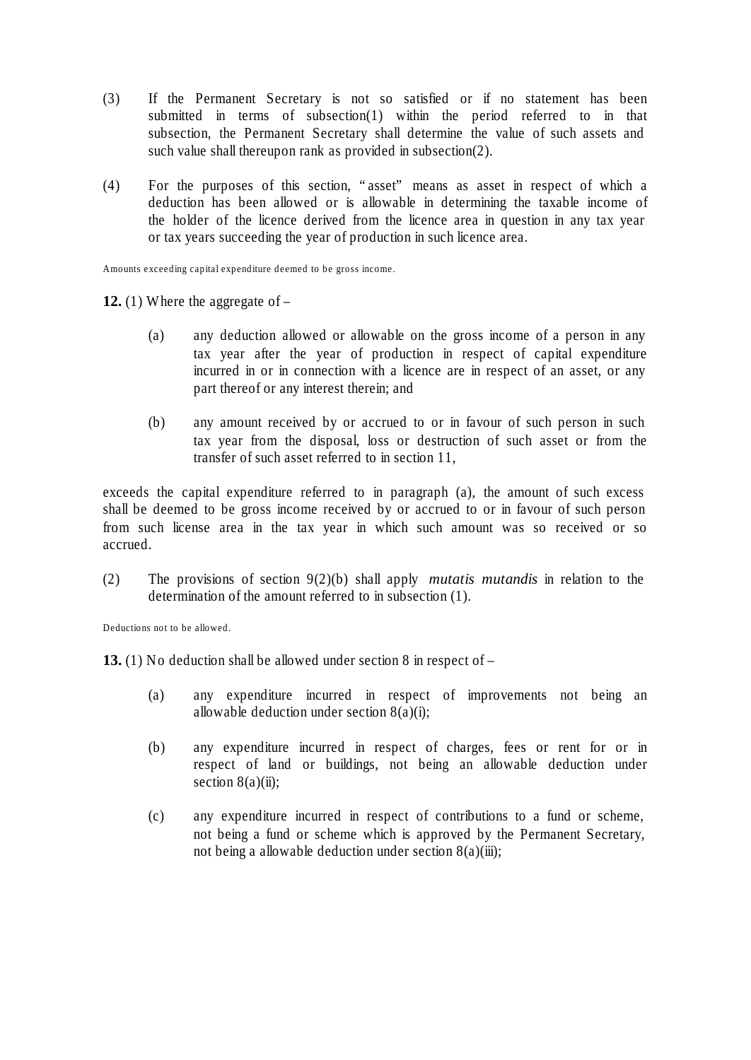(3) If the Permanent Secretary is not so satisfied or if no statement has been submitted in terms of subsection(1) within the period referred to in that subsection, the Permanent Secretary shall determine the value of such assets and such value shall thereupon rank as provided in subsection(2).

(4) For the purposes of this section, " asset" means as asset in respect of which a deduction has been allowed or is allowable in determining the taxable income of the holder of the licence derived from the licence area in question in any tax year or tax years succeeding the year of production in such licence area.

Amounts exceeding capital expenditure deemed to be gross income.

**12.** (1) Where the aggregate of –

(a) any deduction allowed or allowable on the gross income of a person in any tax year after the year of production in respect of capital expenditure incurred in or in connection with a licence are in respect of an asset, or any part thereof or any interest therein; and

(b) any amount received by or accrued to or in favour of such person in such tax year from the disposal, loss or destruction of such asset or from the transfer of such asset referred to in section 11,

exceeds the capital expenditure referred to in paragraph (a), the amount of such excess shall be deemed to be gross income received by or accrued to or in favour of such person from such license area in the tax year in which such amount was so received or so accrued.

(2) The provisions of section 9(2)(b) shall apply *mutatis mutandis* in relation to the determination of the amount referred to in subsection (1).

Deductions not to be allowed.

**13.** (1) No deduction shall be allowed under section 8 in respect of –

(a) any expenditure incurred in respect of improvements not being an allowable deduction under section 8(a)(i);

(b) any expenditure incurred in respect of charges, fees or rent for or in respect of land or buildings, not being an allowable deduction under section 8(a)(ii);

(c) any expenditure incurred in respect of contributions to a fund or scheme, not being a fund or scheme which is approved by the Permanent Secretary, not being a allowable deduction under section 8(a)(iii);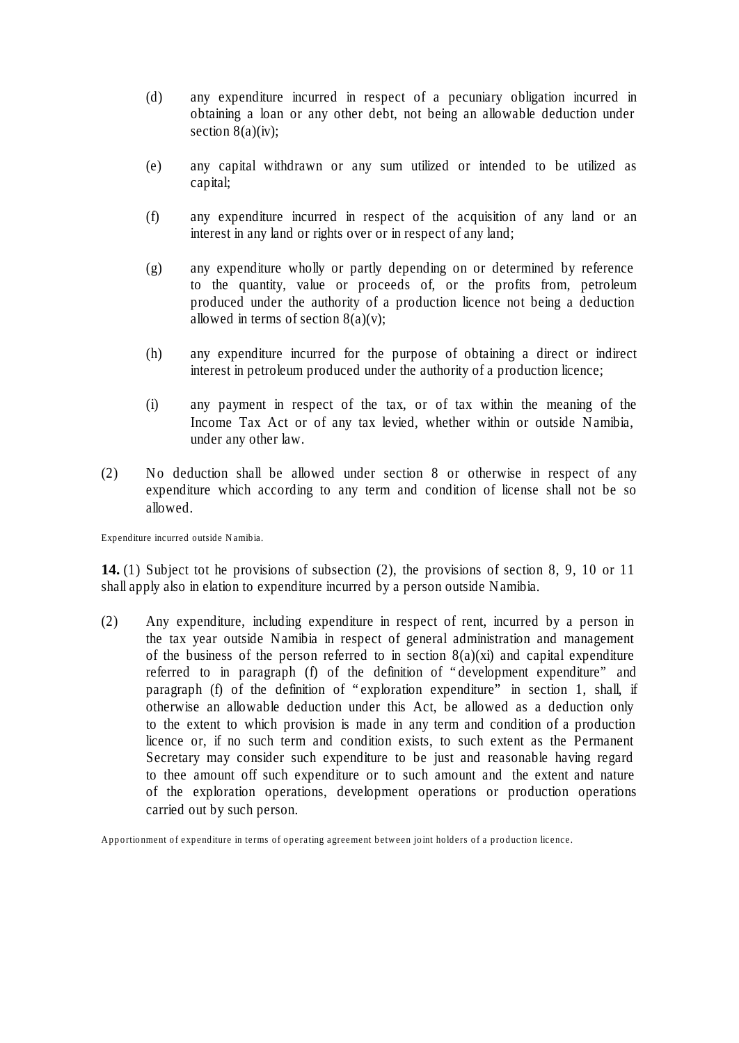(d) any expenditure incurred in respect of a pecuniary obligation incurred in obtaining a loan or any other debt, not being an allowable deduction under section 8(a)(iv);

(e) any capital withdrawn or any sum utilized or intended to be utilized as capital;

(f) any expenditure incurred in respect of the acquisition of any land or an interest in any land or rights over or in respect of any land;

(g) any expenditure wholly or partly depending on or determined by reference to the quantity, value or proceeds of, or the profits from, petroleum produced under the authority of a production licence not being a deduction allowed in terms of section 8(a)(v);

(h) any expenditure incurred for the purpose of obtaining a direct or indirect interest in petroleum produced under the authority of a production licence;

(i) any payment in respect of the tax, or of tax within the meaning of the Income Tax Act or of any tax levied, whether within or outside Namibia, under any other law.

(2) No deduction shall be allowed under section 8 or otherwise in respect of any expenditure which according to any term and condition of license shall not be so allowed.

Expenditure incurred outside Namibia.

**14.** (1) Subject tot he provisions of subsection (2), the provisions of section 8, 9, 10 or 11 shall apply also in elation to expenditure incurred by a person outside Namibia.

(2) Any expenditure, including expenditure in respect of rent, incurred by a person in the tax year outside Namibia in respect of general administration and management of the business of the person referred to in section 8(a)(xi) and capital expenditure referred to in paragraph (f) of the definition of "development expenditure" and paragraph (f) of the definition of "exploration expenditure" in section 1, shall, if otherwise an allowable deduction under this Act, be allowed as a deduction only to the extent to which provision is made in any term and condition of a production licence or, if no such term and condition exists, to such extent as the Permanent Secretary may consider such expenditure to be just and reasonable having regard to thee amount off such expenditure or to such amount and the extent and nature of the exploration operations, development operations or production operations carried out by such person.

Apportionment of expenditure in terms of operating agreement between joint holders of a production licence.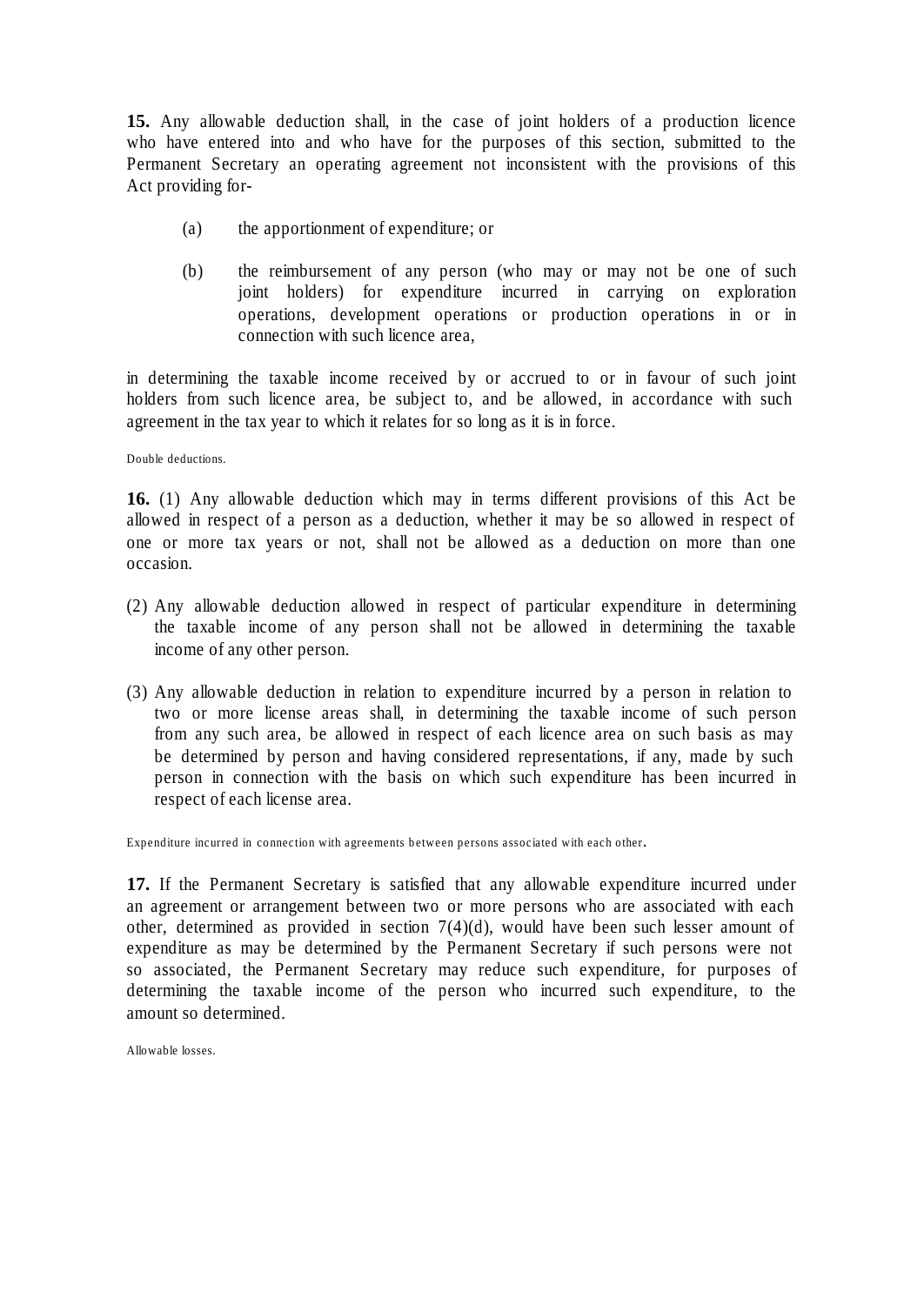**15.** Any allowable deduction shall, in the case of joint holders of a production licence who have entered into and who have for the purposes of this section, submitted to the Permanent Secretary an operating agreement not inconsistent with the provisions of this Act providing for-

(a) the apportionment of expenditure; or

(b) the reimbursement of any person (who may or may not be one of such joint holders) for expenditure incurred in carrying on exploration operations, development operations or production operations in or in connection with such licence area,

in determining the taxable income received by or accrued to or in favour of such joint holders from such licence area, be subject to, and be allowed, in accordance with such agreement in the tax year to which it relates for so long as it is in force.

Double deductions.

**16.** (1) Any allowable deduction which may in terms different provisions of this Act be allowed in respect of a person as a deduction, whether it may be so allowed in respect of one or more tax years or not, shall not be allowed as a deduction on more than one occasion.

(2) Any allowable deduction allowed in respect of particular expenditure in determining the taxable income of any person shall not be allowed in determining the taxable income of any other person.

(3) Any allowable deduction in relation to expenditure incurred by a person in relation to two or more license areas shall, in determining the taxable income of such person from any such area, be allowed in respect of each licence area on such basis as may be determined by person and having considered representations, if any, made by such person in connection with the basis on which such expenditure has been incurred in respect of each license area.

Expenditure incurred in connection with agreements between persons associated with each other.

**17.** If the Permanent Secretary is satisfied that any allowable expenditure incurred under an agreement or arrangement between two or more persons who are associated with each other, determined as provided in section 7(4)(d), would have been such lesser amount of expenditure as may be determined by the Permanent Secretary if such persons were not so associated, the Permanent Secretary may reduce such expenditure, for purposes of determining the taxable income of the person who incurred such expenditure, to the amount so determined.

Allowable losses.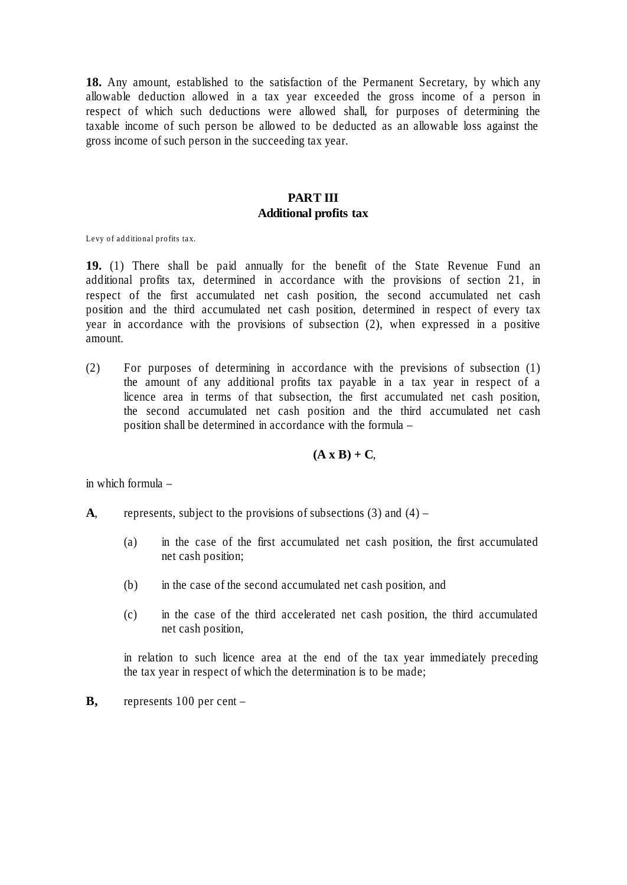**18.** Any amount, established to the satisfaction of the Permanent Secretary, by which any allowable deduction allowed in a tax year exceeded the gross income of a person in respect of which such deductions were allowed shall, for purposes of determining the taxable income of such person be allowed to be deducted as an allowable loss against the gross income of such person in the succeeding tax year.

## PART III
## Additional profits tax

Levy of additional profits tax.

**19.** (1) There shall be paid annually for the benefit of the State Revenue Fund an additional profits tax, determined in accordance with the provisions of section 21, in respect of the first accumulated net cash position, the second accumulated net cash position and the third accumulated net cash position, determined in respect of every tax year in accordance with the provisions of subsection (2), when expressed in a positive amount.

(2) For purposes of determining in accordance with the previsions of subsection (1) the amount of any additional profits tax payable in a tax year in respect of a licence area in terms of that subsection, the first accumulated net cash position, the second accumulated net cash position and the third accumulated net cash position shall be determined in accordance with the formula –

$$(A \times B) + C,$$

in which formula –

**A**, represents, subject to the provisions of subsections (3) and (4) –

(a) in the case of the first accumulated net cash position, the first accumulated net cash position;

(b) in the case of the second accumulated net cash position, and

(c) in the case of the third accelerated net cash position, the third accumulated net cash position,

in relation to such licence area at the end of the tax year immediately preceding the tax year in respect of which the determination is to be made;

**B,** represents 100 per cent –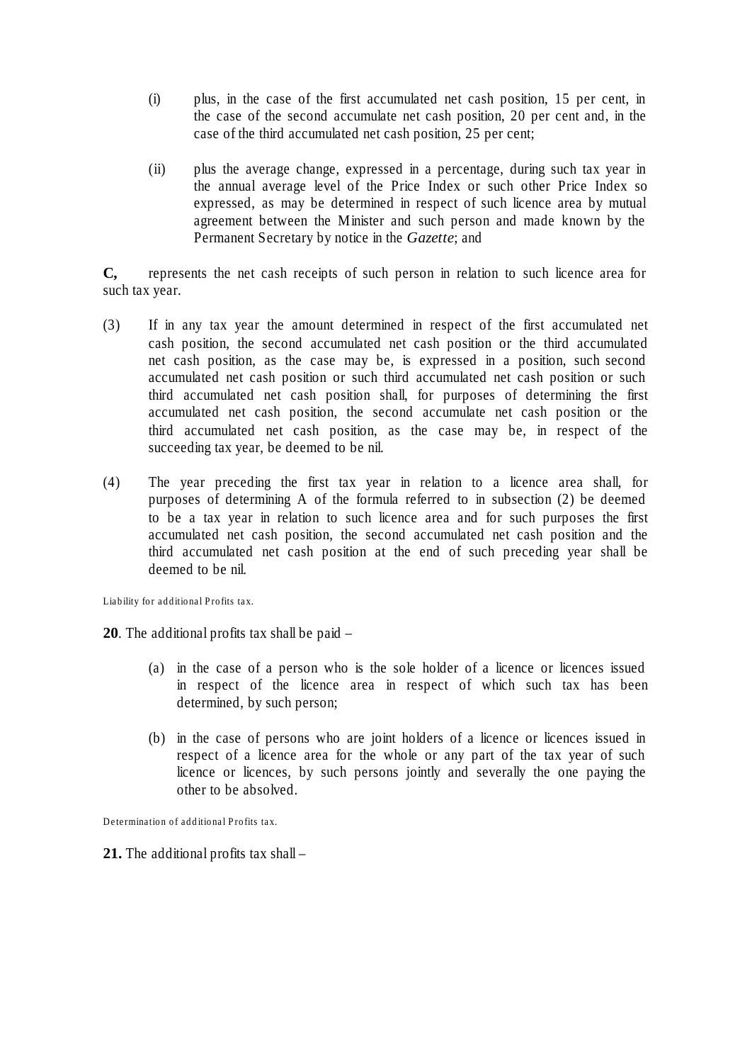(i) plus, in the case of the first accumulated net cash position, 15 per cent, in the case of the second accumulate net cash position, 20 per cent and, in the case of the third accumulated net cash position, 25 per cent;

(ii) plus the average change, expressed in a percentage, during such tax year in the annual average level of the Price Index or such other Price Index so expressed, as may be determined in respect of such licence area by mutual agreement between the Minister and such person and made known by the Permanent Secretary by notice in the *Gazette*; and

**C,** represents the net cash receipts of such person in relation to such licence area for such tax year.

(3) If in any tax year the amount determined in respect of the first accumulated net cash position, the second accumulated net cash position or the third accumulated net cash position, as the case may be, is expressed in a position, such second accumulated net cash position or such third accumulated net cash position or such third accumulated net cash position shall, for purposes of determining the first accumulated net cash position, the second accumulate net cash position or the third accumulated net cash position, as the case may be, in respect of the succeeding tax year, be deemed to be nil.

(4) The year preceding the first tax year in relation to a licence area shall, for purposes of determining A of the formula referred to in subsection (2) be deemed to be a tax year in relation to such licence area and for such purposes the first accumulated net cash position, the second accumulated net cash position and the third accumulated net cash position at the end of such preceding year shall be deemed to be nil.

Liability for additional Profits tax.

**20**. The additional profits tax shall be paid –

(a) in the case of a person who is the sole holder of a licence or licences issued in respect of the licence area in respect of which such tax has been determined, by such person;

(b) in the case of persons who are joint holders of a licence or licences issued in respect of a licence area for the whole or any part of the tax year of such licence or licences, by such persons jointly and severally the one paying the other to be absolved.

Determination of additional Profits tax.

**21.** The additional profits tax shall –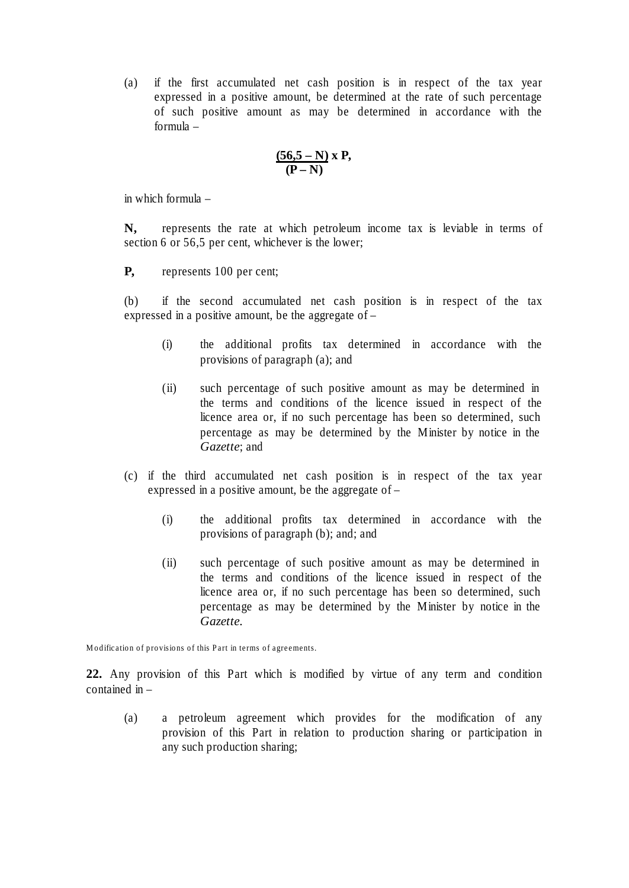(a) if the first accumulated net cash position is in respect of the tax year expressed in a positive amount, be determined at the rate of such percentage of such positive amount as may be determined in accordance with the formula –

$$\frac{(56{,}5 - N)}{(P - N)} \times P,$$

in which formula –

**N,** represents the rate at which petroleum income tax is leviable in terms of section 6 or 56,5 per cent, whichever is the lower;

**P,** represents 100 per cent;

(b) if the second accumulated net cash position is in respect of the tax expressed in a positive amount, be the aggregate of –

> (i) the additional profits tax determined in accordance with the provisions of paragraph (a); and
>
> (ii) such percentage of such positive amount as may be determined in the terms and conditions of the licence issued in respect of the licence area or, if no such percentage has been so determined, such percentage as may be determined by the Minister by notice in the *Gazette*; and

(c) if the third accumulated net cash position is in respect of the tax year expressed in a positive amount, be the aggregate of –

> (i) the additional profits tax determined in accordance with the provisions of paragraph (b); and; and
>
> (ii) such percentage of such positive amount as may be determined in the terms and conditions of the licence issued in respect of the licence area or, if no such percentage has been so determined, such percentage as may be determined by the Minister by notice in the *Gazette*.

Modification of provisions of this Part in terms of agreements.

**22.** Any provision of this Part which is modified by virtue of any term and condition contained in –

> (a) a petroleum agreement which provides for the modification of any provision of this Part in relation to production sharing or participation in any such production sharing;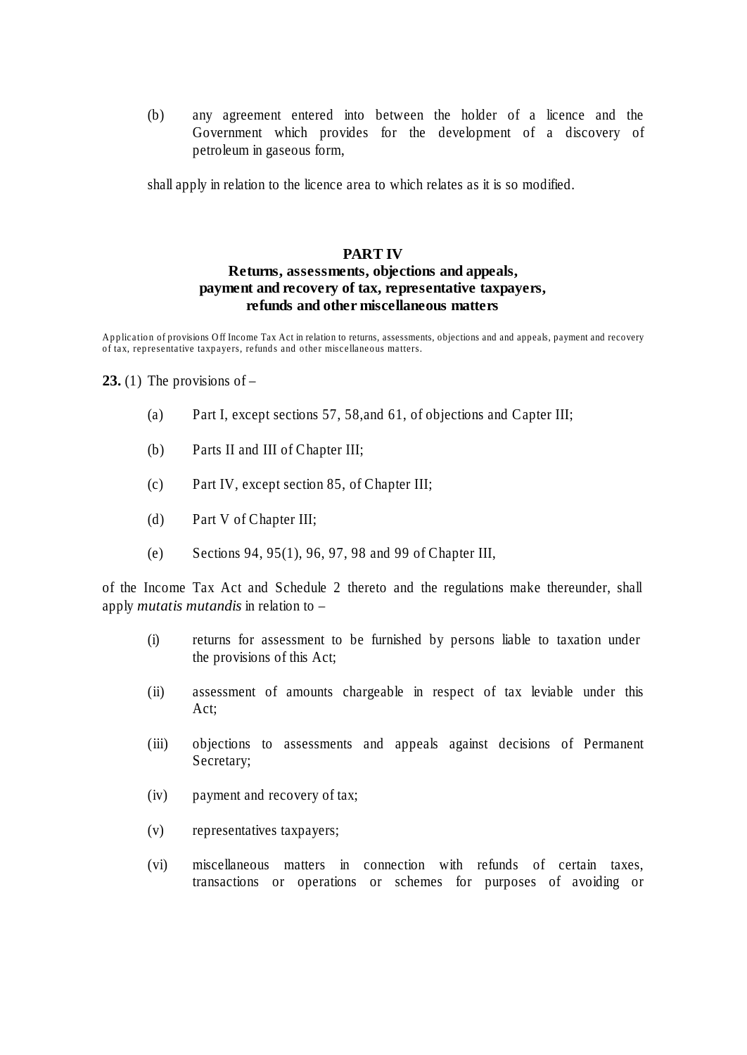(b) any agreement entered into between the holder of a licence and the Government which provides for the development of a discovery of petroleum in gaseous form,

shall apply in relation to the licence area to which relates as it is so modified.

## PART IV
## Returns, assessments, objections and appeals, payment and recovery of tax, representative taxpayers, refunds and other miscellaneous matters

Application of provisions Off Income Tax Act in relation to returns, assessments, objections and and appeals, payment and recovery of tax, representative taxpayers, refunds and other miscellaneous matters.

**23.** (1) The provisions of –

(a) Part I, except sections 57, 58,and 61, of objections and Capter III;

(b) Parts II and III of Chapter III;

(c) Part IV, except section 85, of Chapter III;

(d) Part V of Chapter III;

(e) Sections 94, 95(1), 96, 97, 98 and 99 of Chapter III,

of the Income Tax Act and Schedule 2 thereto and the regulations make thereunder, shall apply *mutatis mutandis* in relation to –

(i) returns for assessment to be furnished by persons liable to taxation under the provisions of this Act;

(ii) assessment of amounts chargeable in respect of tax leviable under this Act;

(iii) objections to assessments and appeals against decisions of Permanent Secretary;

(iv) payment and recovery of tax;

(v) representatives taxpayers;

(vi) miscellaneous matters in connection with refunds of certain taxes, transactions or operations or schemes for purposes of avoiding or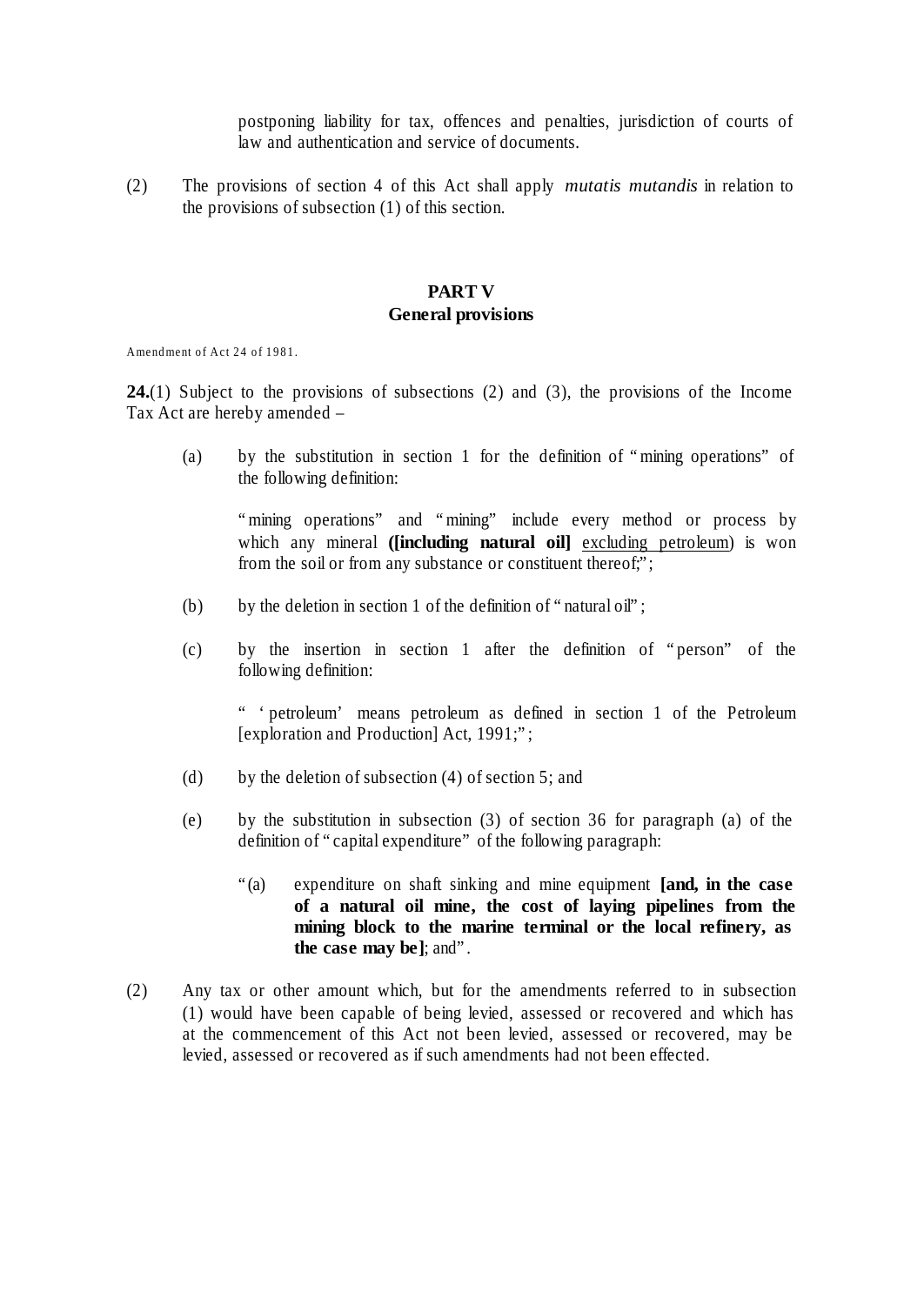postponing liability for tax, offences and penalties, jurisdiction of courts of law and authentication and service of documents.

(2) The provisions of section 4 of this Act shall apply *mutatis mutandis* in relation to the provisions of subsection (1) of this section.

## PART V
## General provisions

Amendment of Act 24 of 1981.

**24.**(1) Subject to the provisions of subsections (2) and (3), the provisions of the Income Tax Act are hereby amended –

(a) by the substitution in section 1 for the definition of "mining operations" of the following definition:

"mining operations" and "mining" include every method or process by which any mineral **([including natural oil]** <u>excluding petroleum</u>) is won from the soil or from any substance or constituent thereof;";

(b) by the deletion in section 1 of the definition of "natural oil";

(c) by the insertion in section 1 after the definition of "person" of the following definition:

" 'petroleum' means petroleum as defined in section 1 of the Petroleum [exploration and Production] Act, 1991;";

(d) by the deletion of subsection (4) of section 5; and

(e) by the substitution in subsection (3) of section 36 for paragraph (a) of the definition of "capital expenditure" of the following paragraph:

"(a) expenditure on shaft sinking and mine equipment **[and, in the case of a natural oil mine, the cost of laying pipelines from the mining block to the marine terminal or the local refinery, as the case may be]**; and".

(2) Any tax or other amount which, but for the amendments referred to in subsection (1) would have been capable of being levied, assessed or recovered and which has at the commencement of this Act not been levied, assessed or recovered, may be levied, assessed or recovered as if such amendments had not been effected.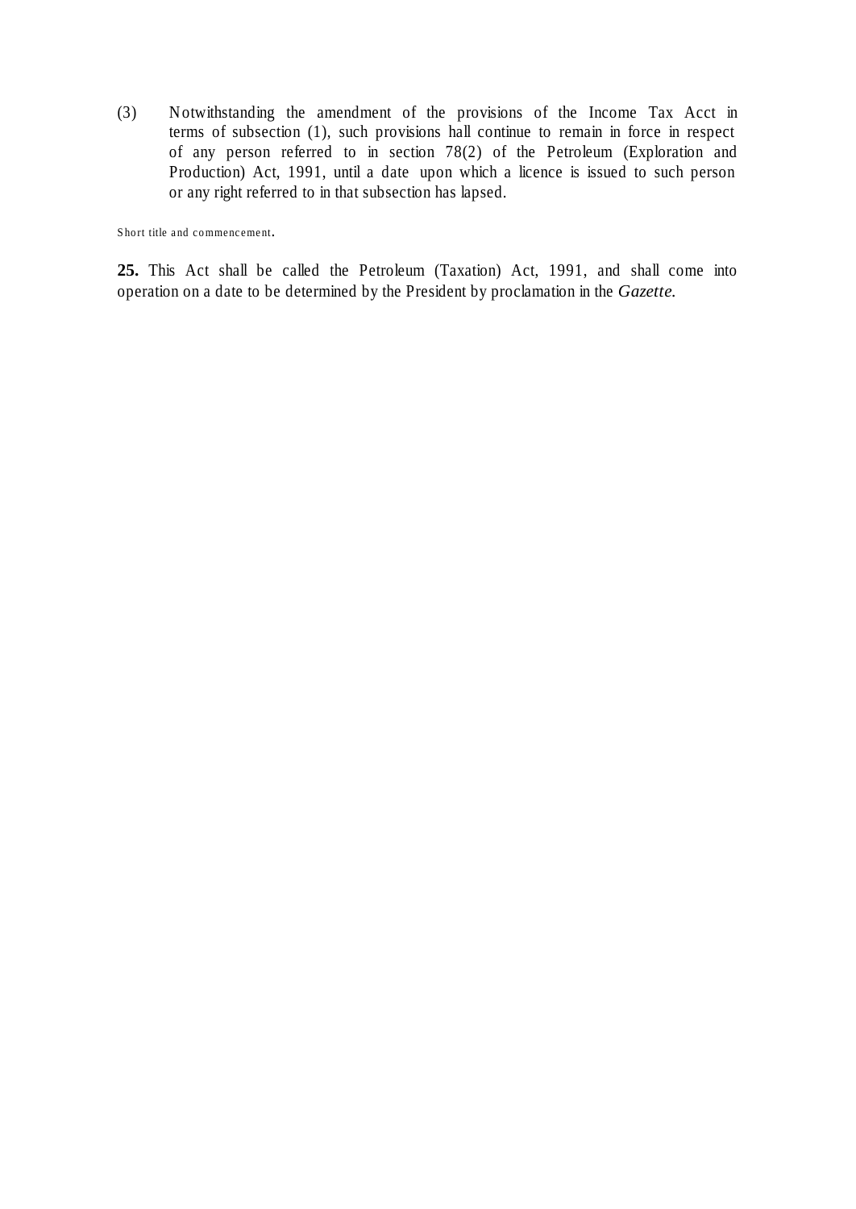(3) Notwithstanding the amendment of the provisions of the Income Tax Acct in terms of subsection (1), such provisions hall continue to remain in force in respect of any person referred to in section 78(2) of the Petroleum (Exploration and Production) Act, 1991, until a date upon which a licence is issued to such person or any right referred to in that subsection has lapsed.

Short title and commencement.

**25.** This Act shall be called the Petroleum (Taxation) Act, 1991, and shall come into operation on a date to be determined by the President by proclamation in the *Gazette.*